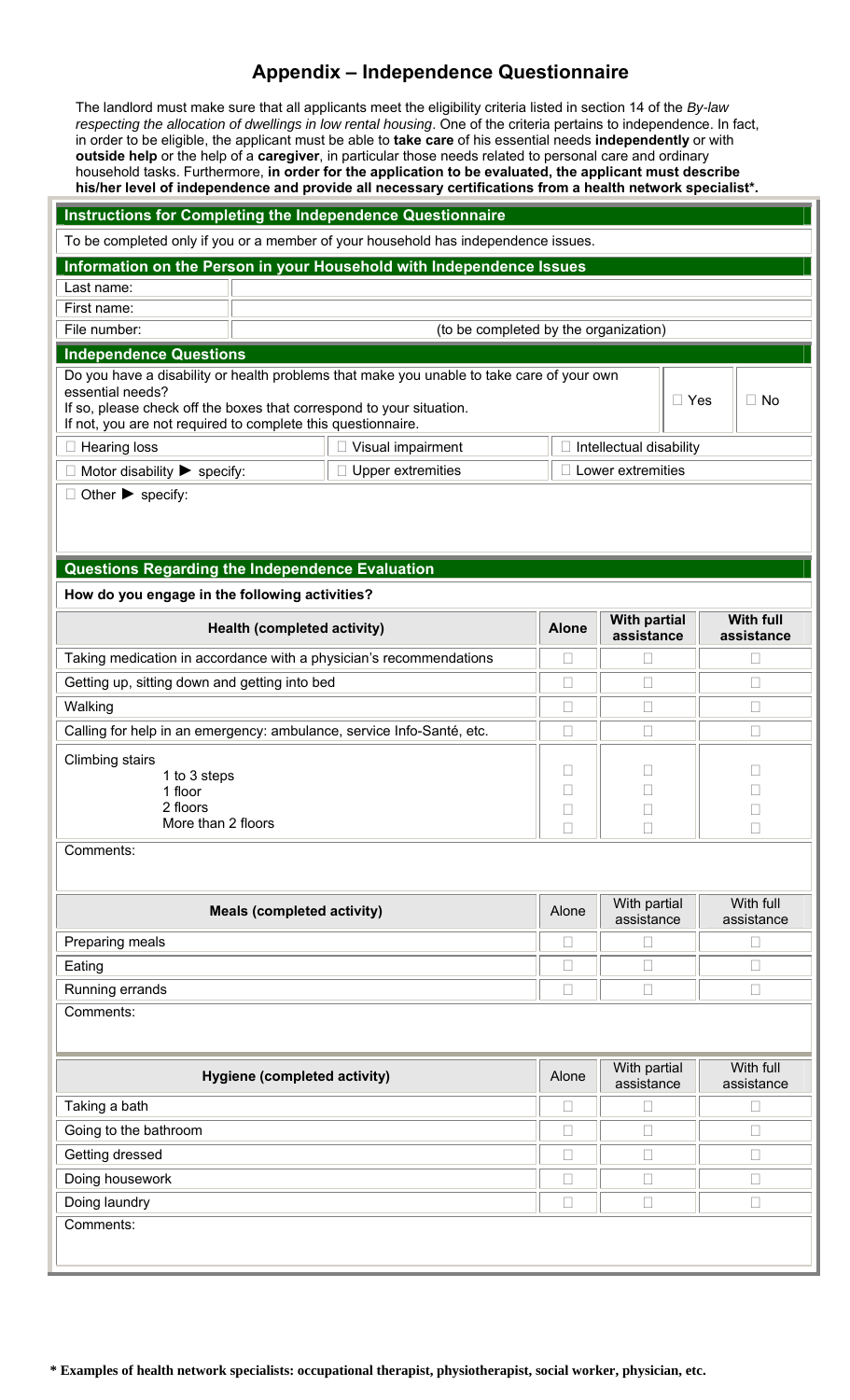# Appendix – Independence Questionnaire

The landlord must make sure that all applicants meet the eligibility criteria listed in section 14 of the *By-law respecting the allocation of dwellings in low rental housing*. One of the criteria pertains to independence. In fact, in order to be eligible, the applicant must be able to **take care** of his essential needs **independently** or with **outside help** or the help of a **caregiver**, in particular those needs related to personal care and ordinary household tasks. Furthermore, **in order for the application to be evaluated, the applicant must describe his/her level of independence and provide all necessary certifications from a health network specialist***.

## Instructions for Completing the Independence Questionnaire

To be completed only if you or a member of your household has independence issues.

## Information on the Person in your Household with Independence Issues

| | |
|---|---|
| Last name: | |
| First name: | |
| File number: | (to be completed by the organization) |

## Independence Questions

Do you have a disability or health problems that make you unable to take care of your own essential needs? ☐ Yes ☐ No

If so, please check off the boxes that correspond to your situation.
If not, you are not required to complete this questionnaire.

| | | |
|---|---|---|
| ☐ Hearing loss | ☐ Visual impairment | ☐ Intellectual disability |
| ☐ Motor disability ▶ specify: | ☐ Upper extremities | ☐ Lower extremities |

☐ Other ▶ specify:

## Questions Regarding the Independence Evaluation

**How do you engage in the following activities?**

| Health (completed activity) | Alone | With partial assistance | With full assistance |
|---|---|---|---|
| Taking medication in accordance with a physician's recommendations | ☐ | ☐ | ☐ |
| Getting up, sitting down and getting into bed | ☐ | ☐ | ☐ |
| Walking | ☐ | ☐ | ☐ |
| Calling for help in an emergency: ambulance, service Info-Santé, etc. | ☐ | ☐ | ☐ |
| Climbing stairs | | | |
| 1 to 3 steps | ☐ | ☐ | ☐ |
| 1 floor | ☐ | ☐ | ☐ |
| 2 floors | ☐ | ☐ | ☐ |
| More than 2 floors | ☐ | ☐ | ☐ |

Comments:

| Meals (completed activity) | Alone | With partial assistance | With full assistance |
|---|---|---|---|
| Preparing meals | ☐ | ☐ | ☐ |
| Eating | ☐ | ☐ | ☐ |
| Running errands | ☐ | ☐ | ☐ |

Comments:

| Hygiene (completed activity) | Alone | With partial assistance | With full assistance |
|---|---|---|---|
| Taking a bath | ☐ | ☐ | ☐ |
| Going to the bathroom | ☐ | ☐ | ☐ |
| Getting dressed | ☐ | ☐ | ☐ |
| Doing housework | ☐ | ☐ | ☐ |
| Doing laundry | ☐ | ☐ | ☐ |

Comments:

**\* Examples of health network specialists: occupational therapist, physiotherapist, social worker, physician, etc.**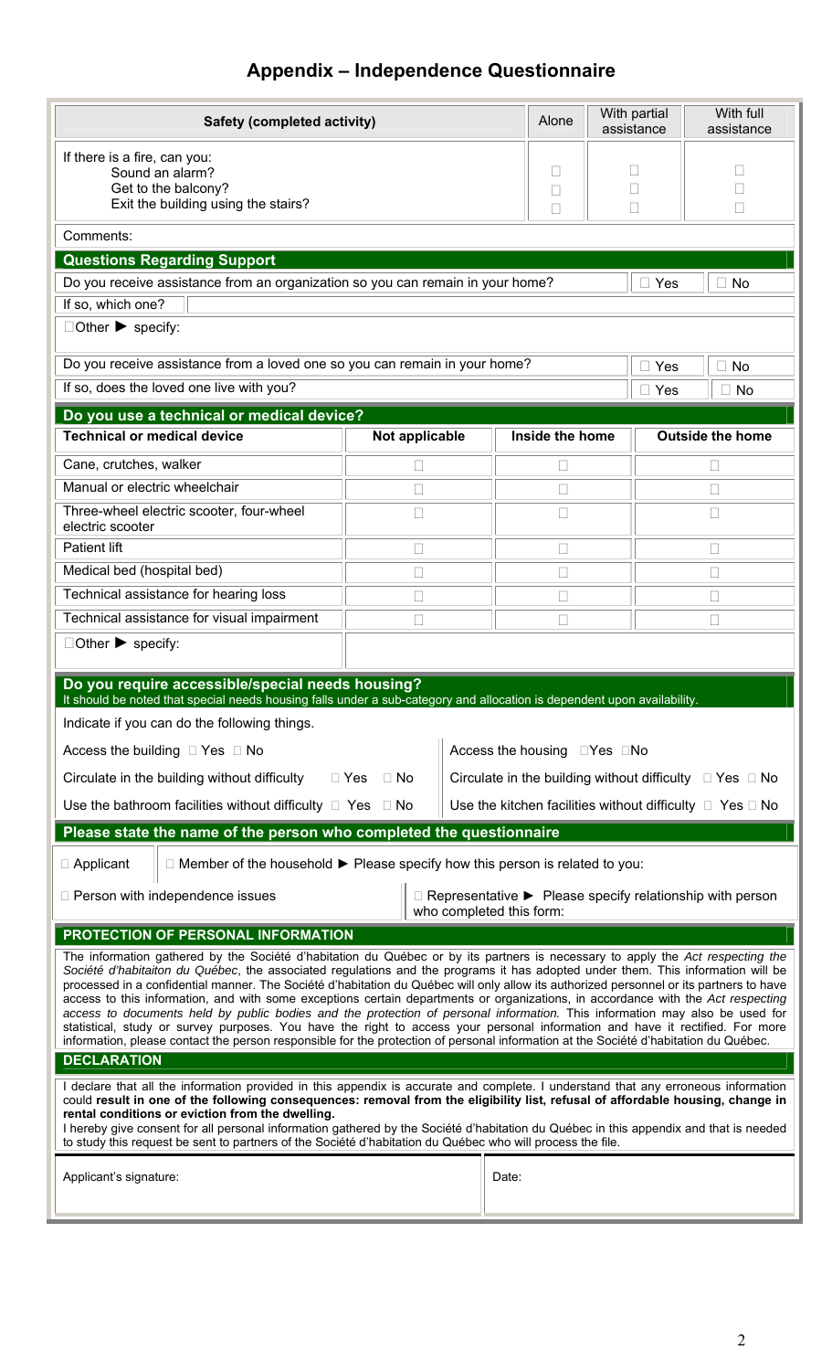# Appendix – Independence Questionnaire

| Safety (completed activity) | Alone | With partial assistance | With full assistance |
|---|---|---|---|
| If there is a fire, can you: | | | |
| Sound an alarm? | ☐ | ☐ | ☐ |
| Get to the balcony? | ☐ | ☐ | ☐ |
| Exit the building using the stairs? | ☐ | ☐ | ☐ |

Comments:

## Questions Regarding Support

| | | |
|---|---|---|
| Do you receive assistance from an organization so you can remain in your home? | ☐ Yes | ☐ No |
| If so, which one? | | |
| ☐Other ► specify: | | |
| Do you receive assistance from a loved one so you can remain in your home? | ☐ Yes | ☐ No |
| If so, does the loved one live with you? | ☐ Yes | ☐ No |

## Do you use a technical or medical device?

| Technical or medical device | Not applicable | Inside the home | Outside the home |
|---|---|---|---|
| Cane, crutches, walker | ☐ | ☐ | ☐ |
| Manual or electric wheelchair | ☐ | ☐ | ☐ |
| Three-wheel electric scooter, four-wheel electric scooter | ☐ | ☐ | ☐ |
| Patient lift | ☐ | ☐ | ☐ |
| Medical bed (hospital bed) | ☐ | ☐ | ☐ |
| Technical assistance for hearing loss | ☐ | ☐ | ☐ |
| Technical assistance for visual impairment | ☐ | ☐ | ☐ |
| ☐Other ► specify: | | | |

## Do you require accessible/special needs housing?

It should be noted that special needs housing falls under a sub-category and allocation is dependent upon availability.

Indicate if you can do the following things.

| | |
|---|---|
| Access the building ☐ Yes ☐ No | Access the housing ☐Yes ☐No |
| Circulate in the building without difficulty ☐ Yes ☐ No | Circulate in the building without difficulty ☐ Yes ☐ No |
| Use the bathroom facilities without difficulty ☐ Yes ☐ No | Use the kitchen facilities without difficulty ☐ Yes ☐ No |

## Please state the name of the person who completed the questionnaire

☐ Applicant

☐ Member of the household ► Please specify how this person is related to you:

☐ Person with independence issues

☐ Representative ► Please specify relationship with person who completed this form:

## PROTECTION OF PERSONAL INFORMATION

The information gathered by the Société d'habitation du Québec or by its partners is necessary to apply the *Act respecting the Société d'habitaiton du Québec*, the associated regulations and the programs it has adopted under them. This information will be processed in a confidential manner. The Société d'habitation du Québec will only allow its authorized personnel or its partners to have access to this information, and with some exceptions certain departments or organizations, in accordance with the *Act respecting access to documents held by public bodies and the protection of personal information.* This information may also be used for statistical, study or survey purposes. You have the right to access your personal information and have it rectified. For more information, please contact the person responsible for the protection of personal information at the Société d'habitation du Québec.

## DECLARATION

I declare that all the information provided in this appendix is accurate and complete. I understand that any erroneous information could **result in one of the following consequences: removal from the eligibility list, refusal of affordable housing, change in rental conditions or eviction from the dwelling.**

I hereby give consent for all personal information gathered by the Société d'habitation du Québec in this appendix and that is needed to study this request be sent to partners of the Société d'habitation du Québec who will process the file.

| | |
|---|---|
| Applicant's signature: | Date: |